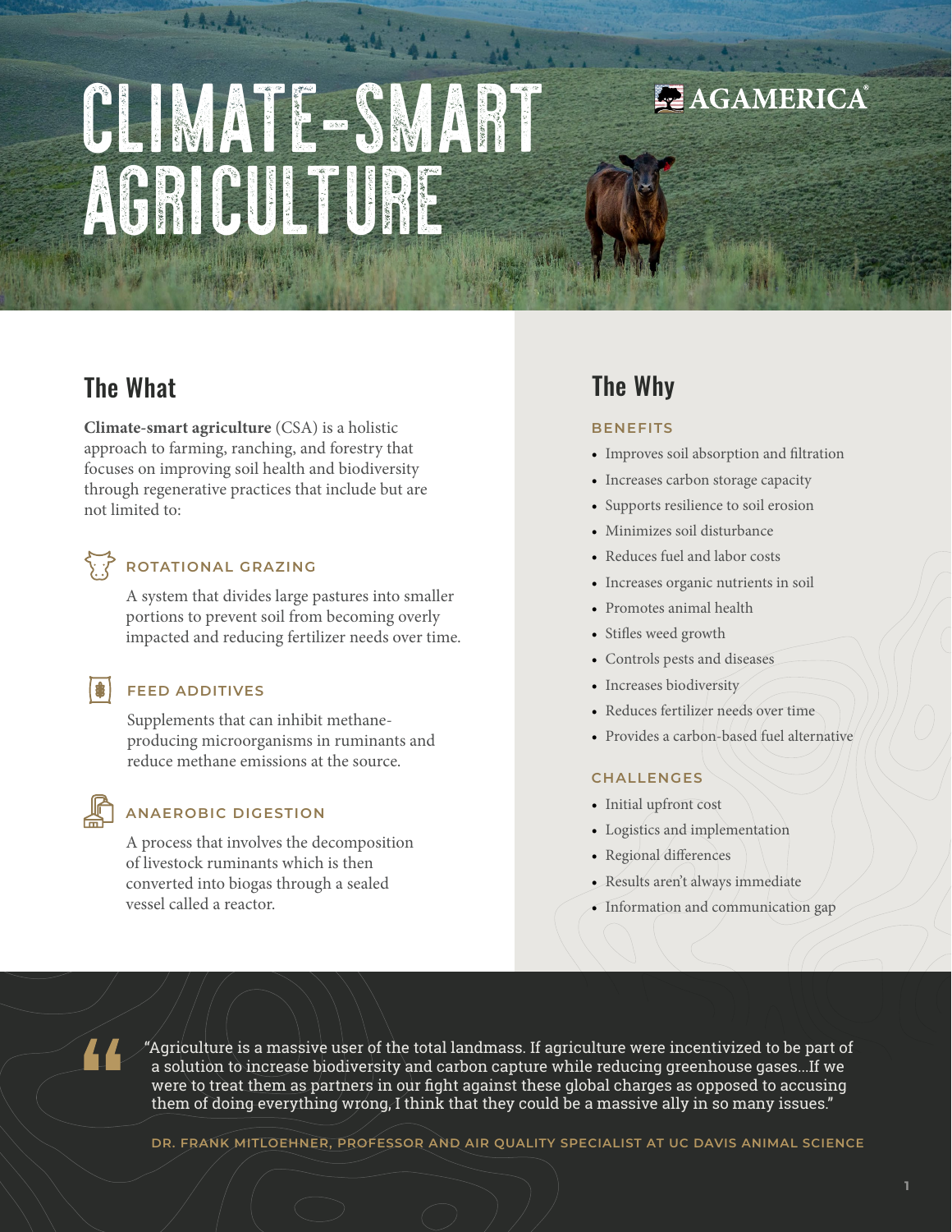# CLIMATE-SMART AGRICULTURE

AGAMERICA®

## The What

**Climate-smart agriculture** (CSA) is a holistic approach to farming, ranching, and forestry that focuses on improving soil health and biodiversity through regenerative practices that include but are not limited to:

### ROTATIONAL GRAZING

A system that divides large pastures into smaller portions to prevent soil from becoming overly impacted and reducing fertilizer needs over time.

### FEED ADDITIVES

Supplements that can inhibit methane-producing microorganisms in ruminants and reduce methane emissions at the source.

### ANAEROBIC DIGESTION

A process that involves the decomposition of livestock ruminants which is then converted into biogas through a sealed vessel called a reactor.

## The Why

### BENEFITS

- Improves soil absorption and filtration
- Increases carbon storage capacity
- Supports resilience to soil erosion
- Minimizes soil disturbance
- Reduces fuel and labor costs
- Increases organic nutrients in soil
- Promotes animal health
- Stifles weed growth
- Controls pests and diseases
- Increases biodiversity
- Reduces fertilizer needs over time
- Provides a carbon-based fuel alternative

### CHALLENGES

- Initial upfront cost
- Logistics and implementation
- Regional differences
- Results aren't always immediate
- Information and communication gap

> "Agriculture is a massive user of the total landmass. If agriculture were incentivized to be part of a solution to increase biodiversity and carbon capture while reducing greenhouse gases...If we were to treat them as partners in our fight against these global charges as opposed to accusing them of doing everything wrong, I think that they could be a massive ally in so many issues."
>
> DR. FRANK MITLOEHNER, PROFESSOR AND AIR QUALITY SPECIALIST AT UC DAVIS ANIMAL SCIENCE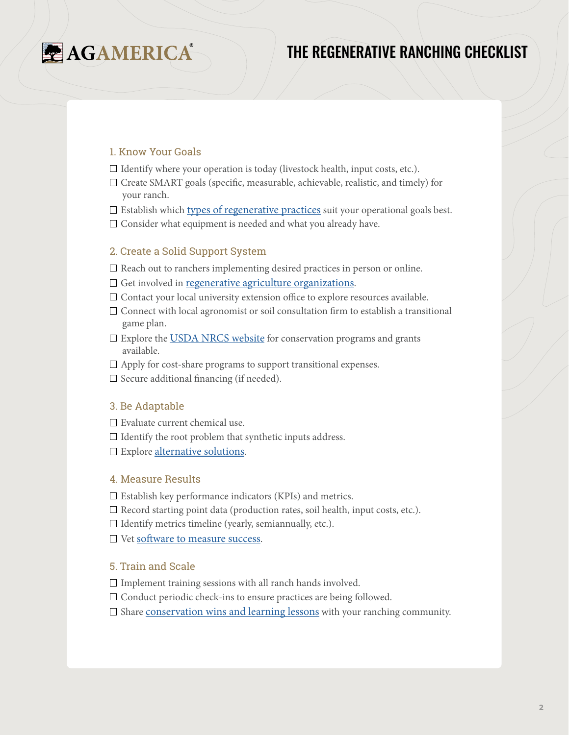# THE REGENERATIVE RANCHING CHECKLIST

## 1. Know Your Goals

- ☐ Identify where your operation is today (livestock health, input costs, etc.).
- ☐ Create SMART goals (specific, measurable, achievable, realistic, and timely) for your ranch.
- ☐ Establish which types of regenerative practices suit your operational goals best.
- ☐ Consider what equipment is needed and what you already have.

## 2. Create a Solid Support System

- ☐ Reach out to ranchers implementing desired practices in person or online.
- ☐ Get involved in regenerative agriculture organizations.
- ☐ Contact your local university extension office to explore resources available.
- ☐ Connect with local agronomist or soil consultation firm to establish a transitional game plan.
- ☐ Explore the USDA NRCS website for conservation programs and grants available.
- ☐ Apply for cost-share programs to support transitional expenses.
- ☐ Secure additional financing (if needed).

## 3. Be Adaptable

- ☐ Evaluate current chemical use.
- ☐ Identify the root problem that synthetic inputs address.
- ☐ Explore alternative solutions.

## 4. Measure Results

- ☐ Establish key performance indicators (KPIs) and metrics.
- ☐ Record starting point data (production rates, soil health, input costs, etc.).
- ☐ Identify metrics timeline (yearly, semiannually, etc.).
- ☐ Vet software to measure success.

## 5. Train and Scale

- ☐ Implement training sessions with all ranch hands involved.
- ☐ Conduct periodic check-ins to ensure practices are being followed.
- ☐ Share conservation wins and learning lessons with your ranching community.